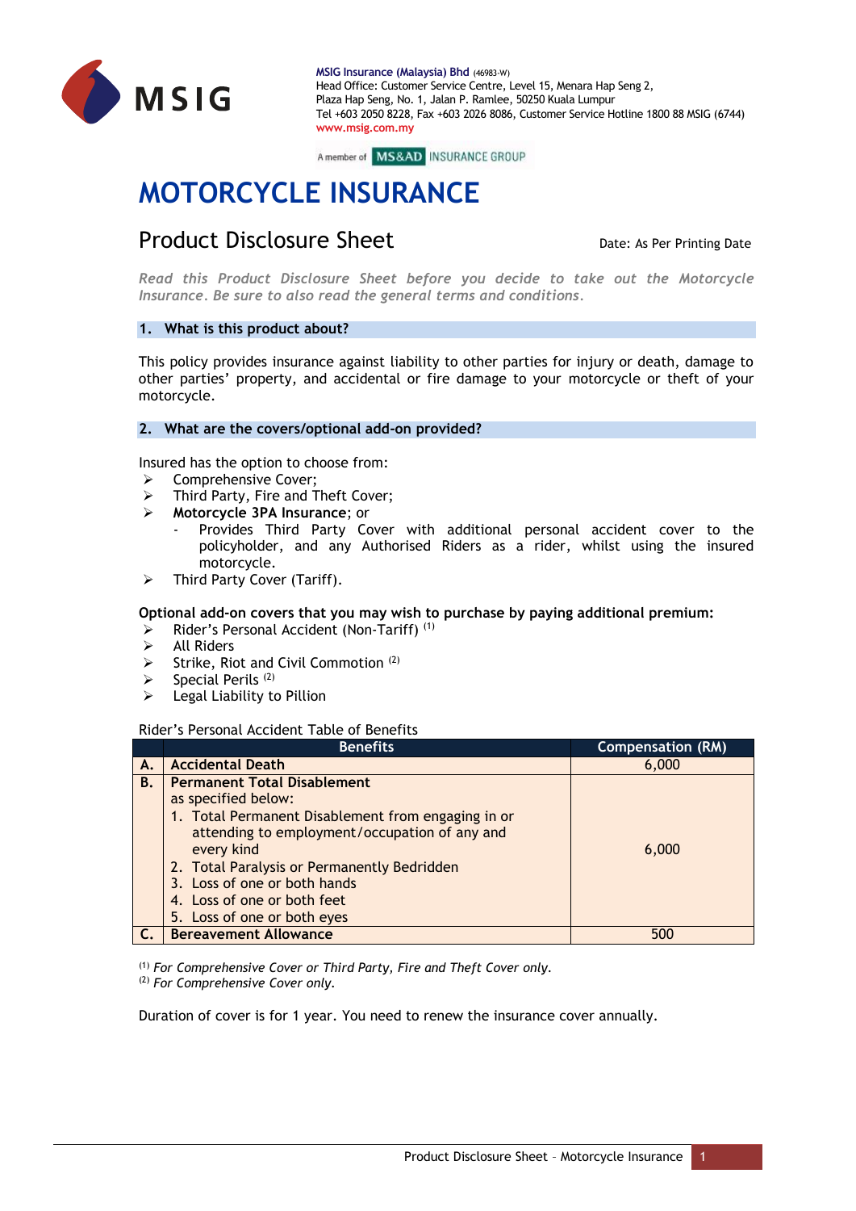MSIG Insurance (Malaysia) Bhd (46983-W)
Head Office: Customer Service Centre, Level 15, Menara Hap Seng 2,
Plaza Hap Seng, No. 1, Jalan P. Ramlee, 50250 Kuala Lumpur
Tel +603 2050 8228, Fax +603 2026 8086, Customer Service Hotline 1800 88 MSIG (6744)
www.msig.com.my

A member of MS&AD INSURANCE GROUP

# MOTORCYCLE INSURANCE

## Product Disclosure Sheet

Date: As Per Printing Date

*Read this Product Disclosure Sheet before you decide to take out the Motorcycle Insurance. Be sure to also read the general terms and conditions.*

### 1. What is this product about?

This policy provides insurance against liability to other parties for injury or death, damage to other parties' property, and accidental or fire damage to your motorcycle or theft of your motorcycle.

### 2. What are the covers/optional add-on provided?

Insured has the option to choose from:

- Comprehensive Cover;
- Third Party, Fire and Theft Cover;
- **Motorcycle 3PA Insurance**; or
  - Provides Third Party Cover with additional personal accident cover to the policyholder, and any Authorised Riders as a rider, whilst using the insured motorcycle.
- Third Party Cover (Tariff).

**Optional add-on covers that you may wish to purchase by paying additional premium:**

- Rider's Personal Accident (Non-Tariff) [1]
- All Riders
- Strike, Riot and Civil Commotion [2]
- Special Perils [2]
- Legal Liability to Pillion

Rider's Personal Accident Table of Benefits

| | Benefits | Compensation (RM) |
|---|---|---|
| **A.** | **Accidental Death** | 6,000 |
| **B.** | **Permanent Total Disablement** as specified below: 1. Total Permanent Disablement from engaging in or attending to employment/occupation of any and every kind 2. Total Paralysis or Permanently Bedridden 3. Loss of one or both hands 4. Loss of one or both feet 5. Loss of one or both eyes | 6,000 |
| **C.** | **Bereavement Allowance** | 500 |

[1] *For Comprehensive Cover or Third Party, Fire and Theft Cover only.*
[2] *For Comprehensive Cover only.*

Duration of cover is for 1 year. You need to renew the insurance cover annually.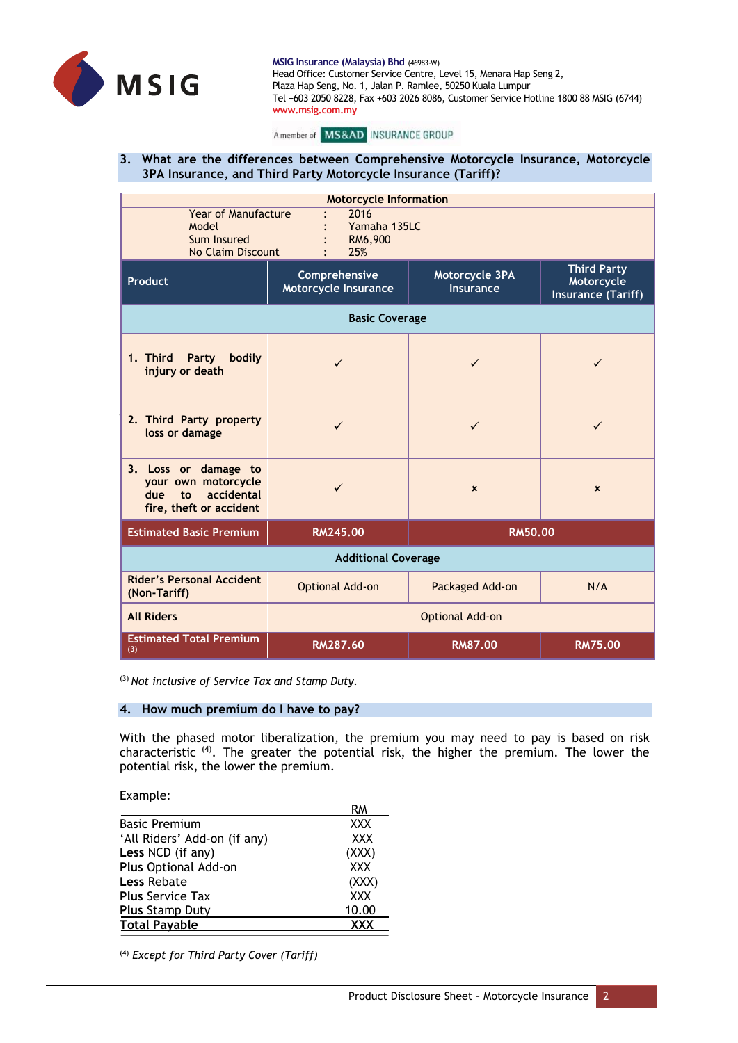MSIG Insurance (Malaysia) Bhd (46983-W)
Head Office: Customer Service Centre, Level 15, Menara Hap Seng 2,
Plaza Hap Seng, No. 1, Jalan P. Ramlee, 50250 Kuala Lumpur
Tel +603 2050 8228, Fax +603 2026 8086, Customer Service Hotline 1800 88 MSIG (6744)
www.msig.com.my

A member of MS&AD INSURANCE GROUP

## 3. What are the differences between Comprehensive Motorcycle Insurance, Motorcycle 3PA Insurance, and Third Party Motorcycle Insurance (Tariff)?

**Motorcycle Information**

| | | |
|---|---|---|
| Year of Manufacture | : | 2016 |
| Model | : | Yamaha 135LC |
| Sum Insured | : | RM6,900 |
| No Claim Discount | : | 25% |

| Product | Comprehensive Motorcycle Insurance | Motorcycle 3PA Insurance | Third Party Motorcycle Insurance (Tariff) |
|---|---|---|---|
| **Basic Coverage** | | | |
| 1. Third Party bodily injury or death | ✓ | ✓ | ✓ |
| 2. Third Party property loss or damage | ✓ | ✓ | ✓ |
| 3. Loss or damage to your own motorcycle due to accidental fire, theft or accident | ✓ | × | × |
| **Estimated Basic Premium** | **RM245.00** | **RM50.00** | |
| **Additional Coverage** | | | |
| **Rider's Personal Accident (Non-Tariff)** | Optional Add-on | Packaged Add-on | N/A |
| **All Riders** | Optional Add-on | | |
| **Estimated Total Premium** [3] | **RM287.60** | **RM87.00** | **RM75.00** |

[3] *Not inclusive of Service Tax and Stamp Duty.*

## 4. How much premium do I have to pay?

With the phased motor liberalization, the premium you may need to pay is based on risk characteristic [4]. The greater the potential risk, the higher the premium. The lower the potential risk, the lower the premium.

Example:

| | RM |
|---|---|
| Basic Premium | XXX |
| 'All Riders' Add-on (if any) | XXX |
| **Less** NCD (if any) | (XXX) |
| **Plus** Optional Add-on | XXX |
| **Less** Rebate | (XXX) |
| **Plus** Service Tax | XXX |
| **Plus** Stamp Duty | 10.00 |
| **Total Payable** | **XXX** |

[4] *Except for Third Party Cover (Tariff)*

Product Disclosure Sheet – Motorcycle Insurance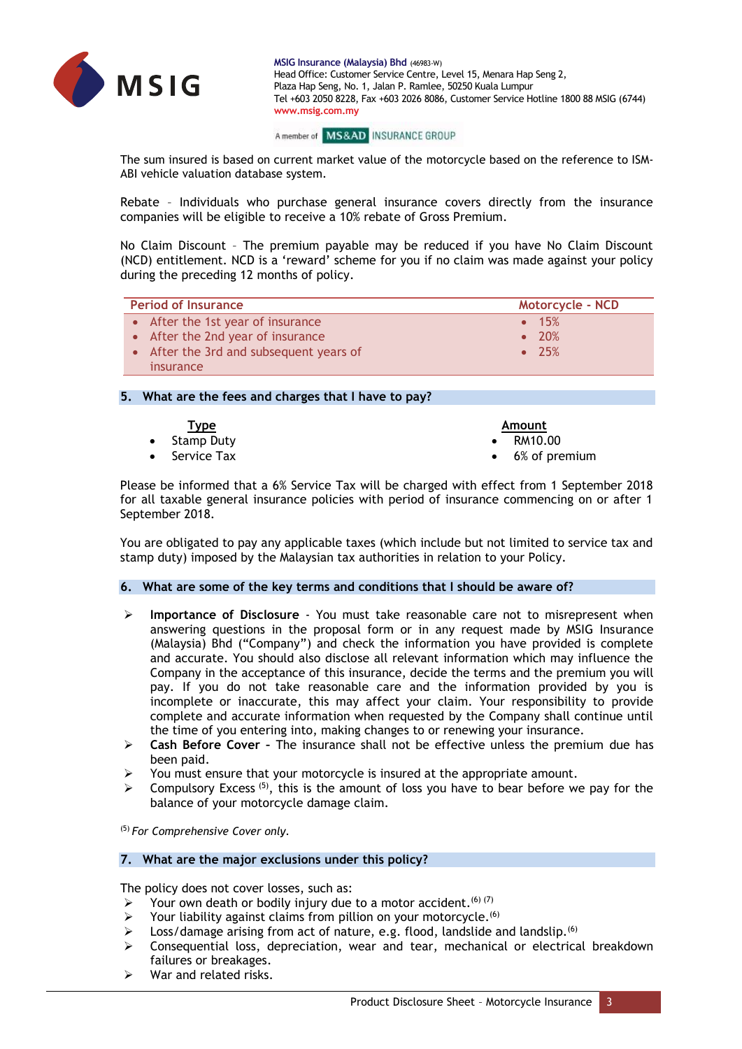The sum insured is based on current market value of the motorcycle based on the reference to ISM-ABI vehicle valuation database system.

Rebate – Individuals who purchase general insurance covers directly from the insurance companies will be eligible to receive a 10% rebate of Gross Premium.

No Claim Discount – The premium payable may be reduced if you have No Claim Discount (NCD) entitlement. NCD is a 'reward' scheme for you if no claim was made against your policy during the preceding 12 months of policy.

| Period of Insurance | Motorcycle - NCD |
| --- | --- |
| • After the 1st year of insurance | • 15% |
| • After the 2nd year of insurance | • 20% |
| • After the 3rd and subsequent years of insurance | • 25% |

## 5. What are the fees and charges that I have to pay?

| Type | Amount |
| --- | --- |
| • Stamp Duty | • RM10.00 |
| • Service Tax | • 6% of premium |

Please be informed that a 6% Service Tax will be charged with effect from 1 September 2018 for all taxable general insurance policies with period of insurance commencing on or after 1 September 2018.

You are obligated to pay any applicable taxes (which include but not limited to service tax and stamp duty) imposed by the Malaysian tax authorities in relation to your Policy.

## 6. What are some of the key terms and conditions that I should be aware of?

- **Importance of Disclosure** - You must take reasonable care not to misrepresent when answering questions in the proposal form or in any request made by MSIG Insurance (Malaysia) Bhd ("Company") and check the information you have provided is complete and accurate. You should also disclose all relevant information which may influence the Company in the acceptance of this insurance, decide the terms and the premium you will pay. If you do not take reasonable care and the information provided by you is incomplete or inaccurate, this may affect your claim. Your responsibility to provide complete and accurate information when requested by the Company shall continue until the time of you entering into, making changes to or renewing your insurance.
- **Cash Before Cover** - The insurance shall not be effective unless the premium due has been paid.
- You must ensure that your motorcycle is insured at the appropriate amount.
- Compulsory Excess [5], this is the amount of loss you have to bear before we pay for the balance of your motorcycle damage claim.

[5] *For Comprehensive Cover only.*

## 7. What are the major exclusions under this policy?

The policy does not cover losses, such as:

- Your own death or bodily injury due to a motor accident.[6] [7]
- Your liability against claims from pillion on your motorcycle.[6]
- Loss/damage arising from act of nature, e.g. flood, landslide and landslip.[6]
- Consequential loss, depreciation, wear and tear, mechanical or electrical breakdown failures or breakages.
- War and related risks.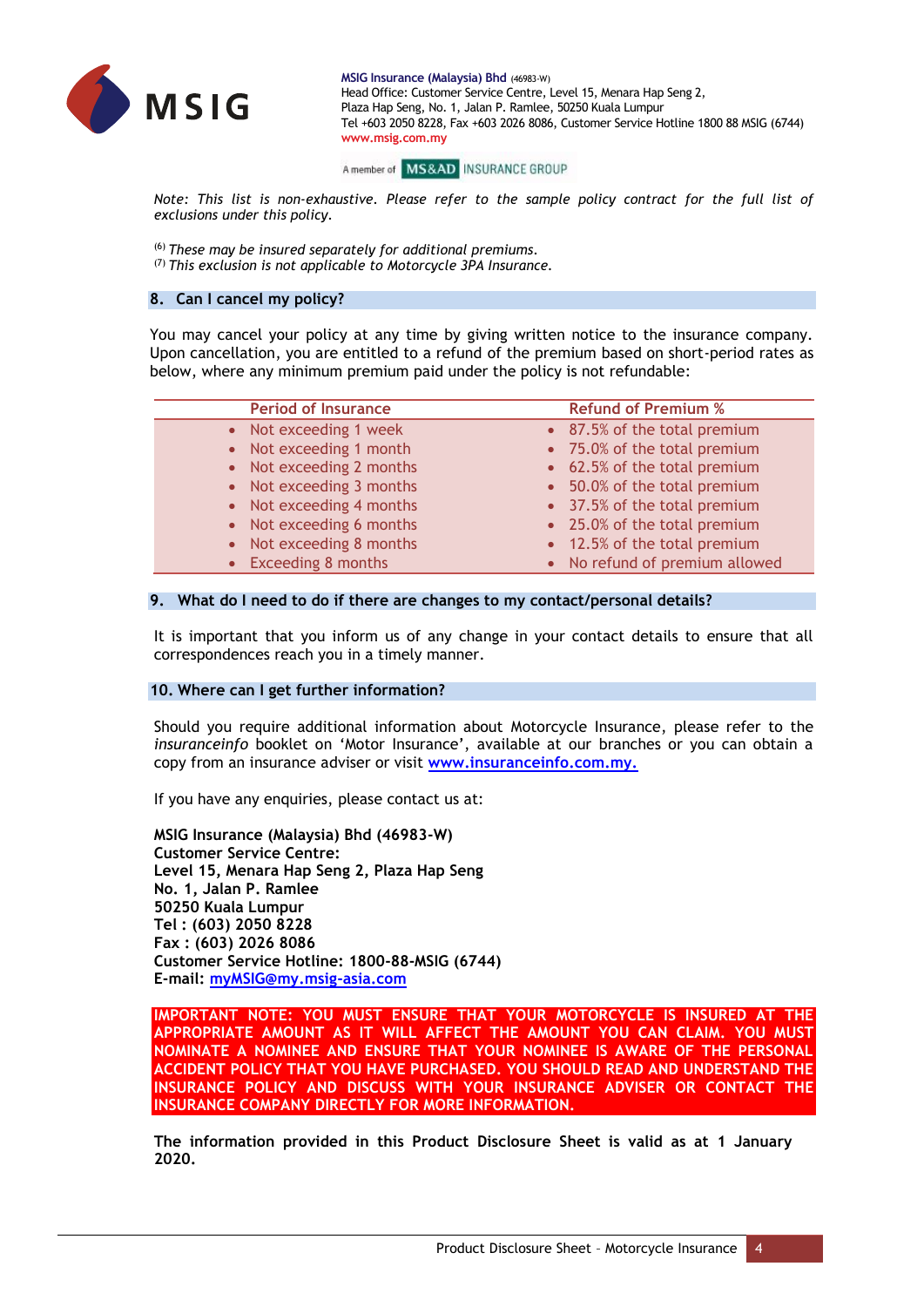*Note: This list is non-exhaustive. Please refer to the sample policy contract for the full list of exclusions under this policy.*

[6] *These may be insured separately for additional premiums.*
[7] *This exclusion is not applicable to Motorcycle 3PA Insurance.*

## 8. Can I cancel my policy?

You may cancel your policy at any time by giving written notice to the insurance company. Upon cancellation, you are entitled to a refund of the premium based on short-period rates as below, where any minimum premium paid under the policy is not refundable:

| Period of Insurance | Refund of Premium % |
|---|---|
| Not exceeding 1 week | 87.5% of the total premium |
| Not exceeding 1 month | 75.0% of the total premium |
| Not exceeding 2 months | 62.5% of the total premium |
| Not exceeding 3 months | 50.0% of the total premium |
| Not exceeding 4 months | 37.5% of the total premium |
| Not exceeding 6 months | 25.0% of the total premium |
| Not exceeding 8 months | 12.5% of the total premium |
| Exceeding 8 months | No refund of premium allowed |

## 9. What do I need to do if there are changes to my contact/personal details?

It is important that you inform us of any change in your contact details to ensure that all correspondences reach you in a timely manner.

## 10. Where can I get further information?

Should you require additional information about Motorcycle Insurance, please refer to the *insuranceinfo* booklet on 'Motor Insurance', available at our branches or you can obtain a copy from an insurance adviser or visit www.insuranceinfo.com.my.

If you have any enquiries, please contact us at:

**MSIG Insurance (Malaysia) Bhd (46983-W)**
**Customer Service Centre:**
**Level 15, Menara Hap Seng 2, Plaza Hap Seng**
**No. 1, Jalan P. Ramlee**
**50250 Kuala Lumpur**
**Tel : (603) 2050 8228**
**Fax : (603) 2026 8086**
**Customer Service Hotline: 1800-88-MSIG (6744)**
**E-mail:** myMSIG@my.msig-asia.com

**IMPORTANT NOTE: YOU MUST ENSURE THAT YOUR MOTORCYCLE IS INSURED AT THE APPROPRIATE AMOUNT AS IT WILL AFFECT THE AMOUNT YOU CAN CLAIM. YOU MUST NOMINATE A NOMINEE AND ENSURE THAT YOUR NOMINEE IS AWARE OF THE PERSONAL ACCIDENT POLICY THAT YOU HAVE PURCHASED. YOU SHOULD READ AND UNDERSTAND THE INSURANCE POLICY AND DISCUSS WITH YOUR INSURANCE ADVISER OR CONTACT THE INSURANCE COMPANY DIRECTLY FOR MORE INFORMATION.**

**The information provided in this Product Disclosure Sheet is valid as at 1 January 2020.**